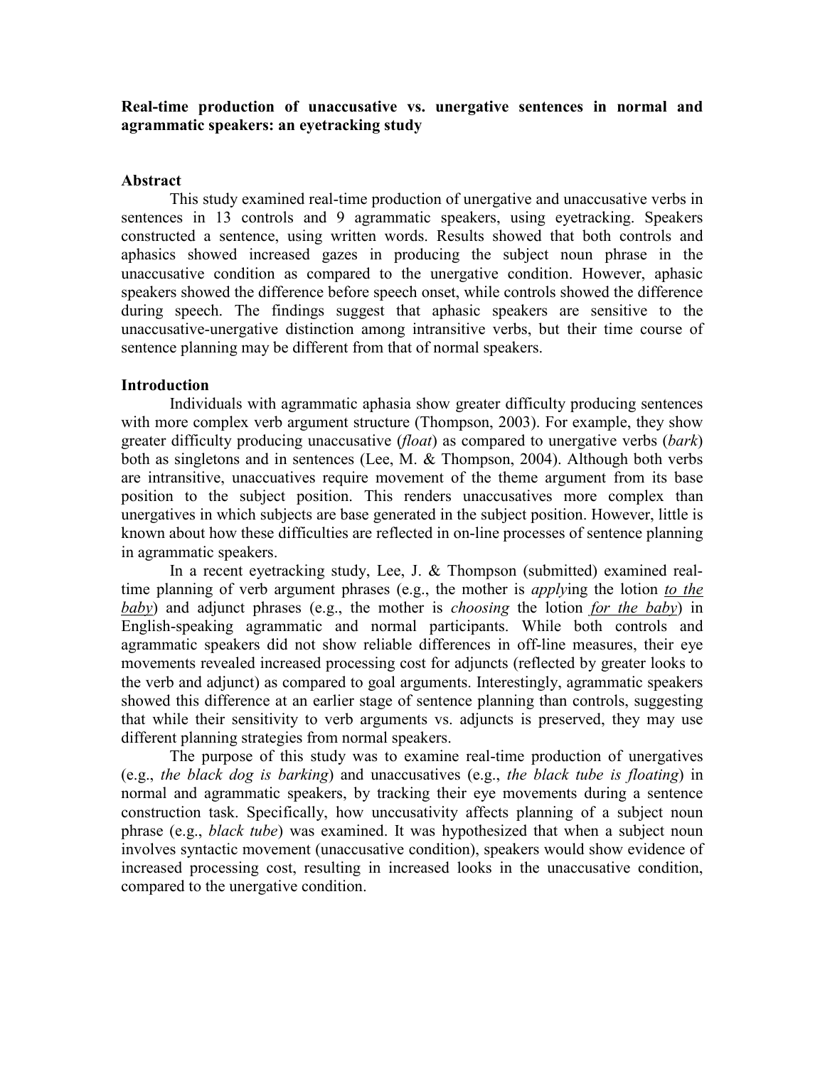# Real-time production of unaccusative vs. unergative sentences in normal and agrammatic speakers: an eyetracking study

## Abstract

This study examined real-time production of unergative and unaccusative verbs in sentences in 13 controls and 9 agrammatic speakers, using eyetracking. Speakers constructed a sentence, using written words. Results showed that both controls and aphasics showed increased gazes in producing the subject noun phrase in the unaccusative condition as compared to the unergative condition. However, aphasic speakers showed the difference before speech onset, while controls showed the difference during speech. The findings suggest that aphasic speakers are sensitive to the unaccusative-unergative distinction among intransitive verbs, but their time course of sentence planning may be different from that of normal speakers.

## Introduction

Individuals with agrammatic aphasia show greater difficulty producing sentences with more complex verb argument structure (Thompson, 2003). For example, they show greater difficulty producing unaccusative (*float*) as compared to unergative verbs (*bark*) both as singletons and in sentences (Lee, M. & Thompson, 2004). Although both verbs are intransitive, unaccuatives require movement of the theme argument from its base position to the subject position. This renders unaccusatives more complex than unergatives in which subjects are base generated in the subject position. However, little is known about how these difficulties are reflected in on-line processes of sentence planning in agrammatic speakers.

In a recent eyetracking study, Lee, J. & Thompson (submitted) examined real-time planning of verb argument phrases (e.g., the mother is *apply*ing the lotion *to the baby*) and adjunct phrases (e.g., the mother is *choosing* the lotion *for the baby*) in English-speaking agrammatic and normal participants. While both controls and agrammatic speakers did not show reliable differences in off-line measures, their eye movements revealed increased processing cost for adjuncts (reflected by greater looks to the verb and adjunct) as compared to goal arguments. Interestingly, agrammatic speakers showed this difference at an earlier stage of sentence planning than controls, suggesting that while their sensitivity to verb arguments vs. adjuncts is preserved, they may use different planning strategies from normal speakers.

The purpose of this study was to examine real-time production of unergatives (e.g., *the black dog is barking*) and unaccusatives (e.g., *the black tube is floating*) in normal and agrammatic speakers, by tracking their eye movements during a sentence construction task. Specifically, how unccusativity affects planning of a subject noun phrase (e.g., *black tube*) was examined. It was hypothesized that when a subject noun involves syntactic movement (unaccusative condition), speakers would show evidence of increased processing cost, resulting in increased looks in the unaccusative condition, compared to the unergative condition.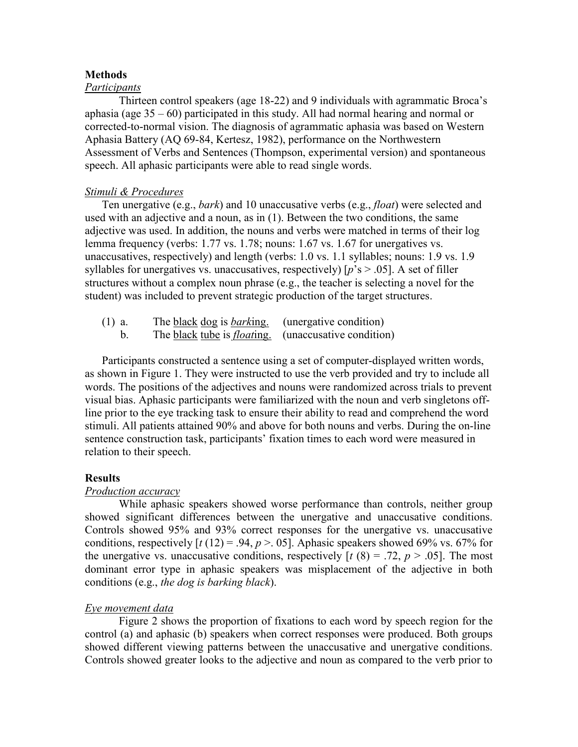## Methods

### *Participants*

Thirteen control speakers (age 18-22) and 9 individuals with agrammatic Broca's aphasia (age 35 – 60) participated in this study. All had normal hearing and normal or corrected-to-normal vision. The diagnosis of agrammatic aphasia was based on Western Aphasia Battery (AQ 69-84, Kertesz, 1982), performance on the Northwestern Assessment of Verbs and Sentences (Thompson, experimental version) and spontaneous speech. All aphasic participants were able to read single words.

### *Stimuli & Procedures*

Ten unergative (e.g., *bark*) and 10 unaccusative verbs (e.g., *float*) were selected and used with an adjective and a noun, as in (1). Between the two conditions, the same adjective was used. In addition, the nouns and verbs were matched in terms of their log lemma frequency (verbs: 1.77 vs. 1.78; nouns: 1.67 vs. 1.67 for unergatives vs. unaccusatives, respectively) and length (verbs: 1.0 vs. 1.1 syllables; nouns: 1.9 vs. 1.9 syllables for unergatives vs. unaccusatives, respectively) [*p*'s > .05]. A set of filler structures without a complex noun phrase (e.g., the teacher is selecting a novel for the student) was included to prevent strategic production of the target structures.

(1) a. The <u>black</u> <u>dog</u> is <u>*bark*ing.</u> (unergative condition)
    b. The <u>black</u> <u>tube</u> is <u>*float*ing.</u> (unaccusative condition)

Participants constructed a sentence using a set of computer-displayed written words, as shown in Figure 1. They were instructed to use the verb provided and try to include all words. The positions of the adjectives and nouns were randomized across trials to prevent visual bias. Aphasic participants were familiarized with the noun and verb singletons off-line prior to the eye tracking task to ensure their ability to read and comprehend the word stimuli. All patients attained 90% and above for both nouns and verbs. During the on-line sentence construction task, participants' fixation times to each word were measured in relation to their speech.

## Results

### *Production accuracy*

While aphasic speakers showed worse performance than controls, neither group showed significant differences between the unergative and unaccusative conditions. Controls showed 95% and 93% correct responses for the unergative vs. unaccusative conditions, respectively [$t\,(12) = .94$, $p > .05$]. Aphasic speakers showed 69% vs. 67% for the unergative vs. unaccusative conditions, respectively [$t\,(8) = .72$, $p > .05$]. The most dominant error type in aphasic speakers was misplacement of the adjective in both conditions (e.g., *the dog is barking black*).

### *Eye movement data*

Figure 2 shows the proportion of fixations to each word by speech region for the control (a) and aphasic (b) speakers when correct responses were produced. Both groups showed different viewing patterns between the unaccusative and unergative conditions. Controls showed greater looks to the adjective and noun as compared to the verb prior to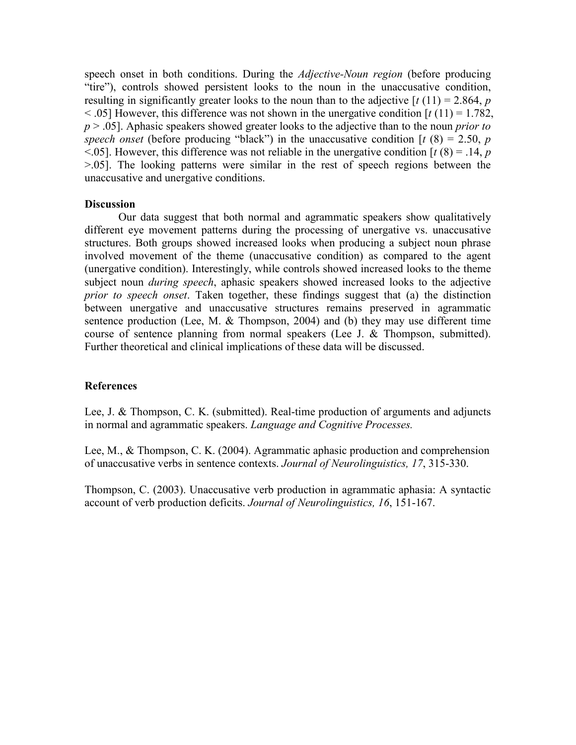speech onset in both conditions. During the *Adjective-Noun region* (before producing "tire"), controls showed persistent looks to the noun in the unaccusative condition, resulting in significantly greater looks to the noun than to the adjective [$t$ (11) = 2.864, $p < .05$] However, this difference was not shown in the unergative condition [$t$ (11) = 1.782, $p > .05$]. Aphasic speakers showed greater looks to the adjective than to the noun *prior to speech onset* (before producing "black") in the unaccusative condition [$t$ (8) = 2.50, $p < .05$]. However, this difference was not reliable in the unergative condition [$t$ (8) = .14, $p > .05$]. The looking patterns were similar in the rest of speech regions between the unaccusative and unergative conditions.

**Discussion**

Our data suggest that both normal and agrammatic speakers show qualitatively different eye movement patterns during the processing of unergative vs. unaccusative structures. Both groups showed increased looks when producing a subject noun phrase involved movement of the theme (unaccusative condition) as compared to the agent (unergative condition). Interestingly, while controls showed increased looks to the theme subject noun *during speech*, aphasic speakers showed increased looks to the adjective *prior to speech onset*. Taken together, these findings suggest that (a) the distinction between unergative and unaccusative structures remains preserved in agrammatic sentence production (Lee, M. & Thompson, 2004) and (b) they may use different time course of sentence planning from normal speakers (Lee J. & Thompson, submitted). Further theoretical and clinical implications of these data will be discussed.

**References**

Lee, J. & Thompson, C. K. (submitted). Real-time production of arguments and adjuncts in normal and agrammatic speakers. *Language and Cognitive Processes.*

Lee, M., & Thompson, C. K. (2004). Agrammatic aphasic production and comprehension of unaccusative verbs in sentence contexts. *Journal of Neurolinguistics, 17*, 315-330.

Thompson, C. (2003). Unaccusative verb production in agrammatic aphasia: A syntactic account of verb production deficits. *Journal of Neurolinguistics, 16*, 151-167.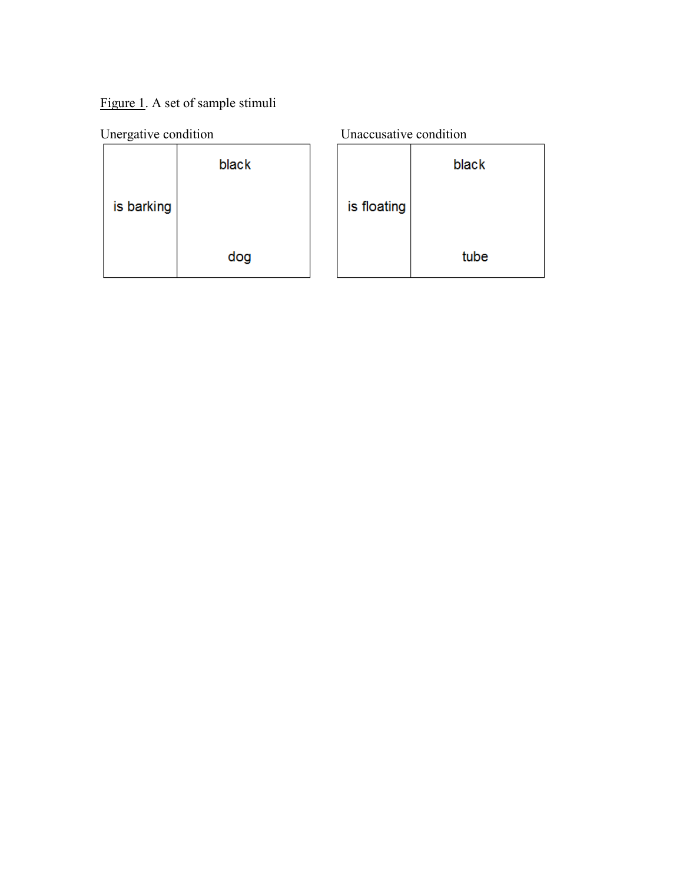Figure 1. A set of sample stimuli

Unergative condition

| is barking | black<br><br>dog |
|---|---|

Unaccusative condition

| is floating | black<br><br>tube |
|---|---|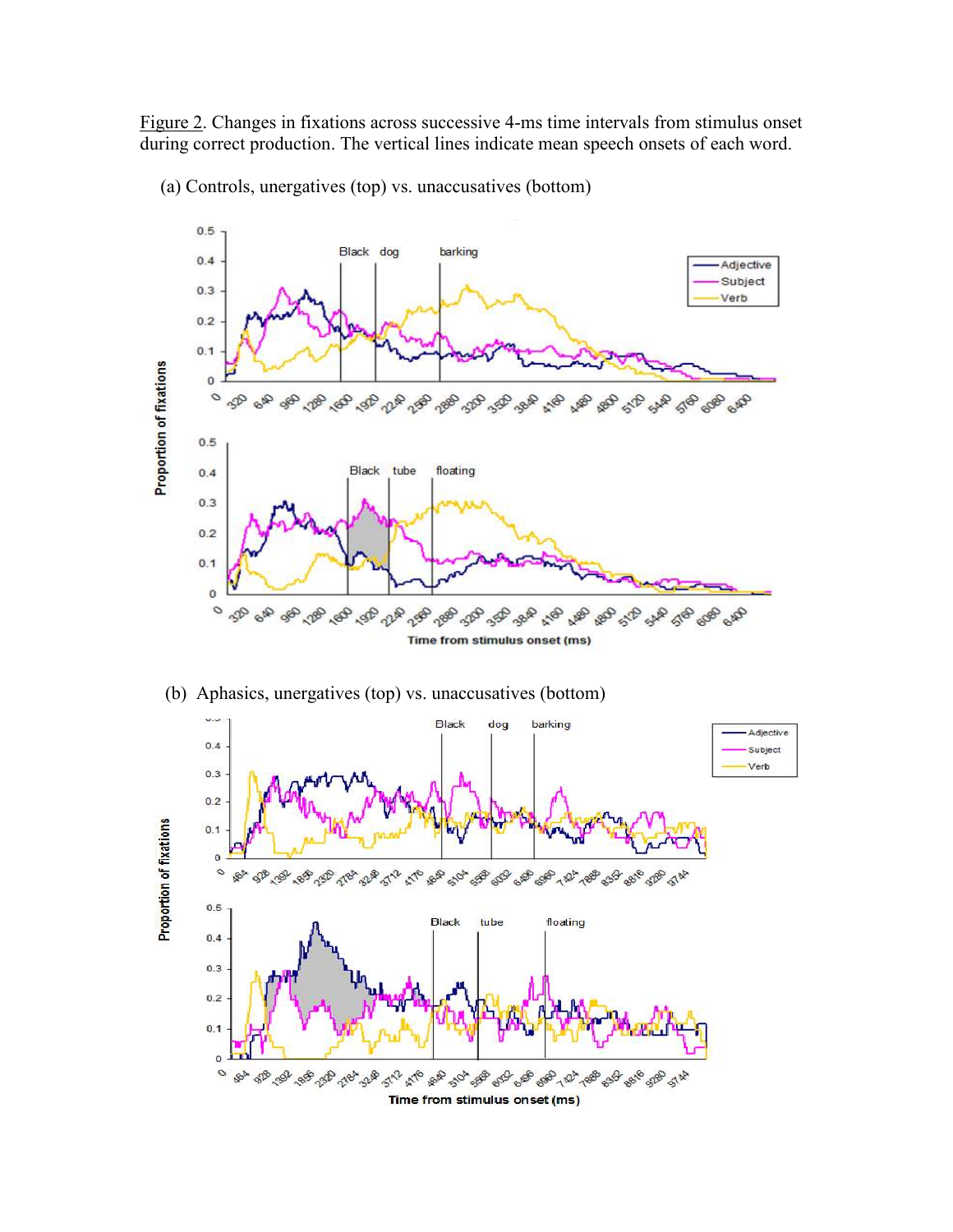Figure 2. Changes in fixations across successive 4-ms time intervals from stimulus onset during correct production. The vertical lines indicate mean speech onsets of each word.

(a) Controls, unergatives (top) vs. unaccusatives (bottom)

Proportion of fixations

0.5
0.4
0.3
0.2
0.1
0

Black dog barking

Adjective
Subject
Verb

0 320 640 960 1280 1600 1920 2240 2560 2880 3200 3520 3840 4160 4480 4800 5120 5440 5760 6080 6400

0.5
0.4
0.3
0.2
0.1
0

Black tube floating

0 320 640 960 1280 1600 1920 2240 2560 2880 3200 3520 3840 4160 4480 4800 5120 5440 5760 6080 6400

Time from stimulus onset (ms)

(b) Aphasics, unergatives (top) vs. unaccusatives (bottom)

Proportion of fixations

0.4
0.3
0.2
0.1
0

Black dog barking

Adjective
Subject
Verb

0 464 928 1392 1856 2320 2784 3248 3712 4176 4640 5104 5568 6032 6496 6960 7424 7888 8352 8816 9280 9744

0.5
0.4
0.3
0.2
0.1
0

Black tube floating

0 464 928 1392 1856 2320 2784 3248 3712 4176 4640 5104 5568 6032 6496 6960 7424 7888 8352 8816 9280 9744

Time from stimulus onset (ms)